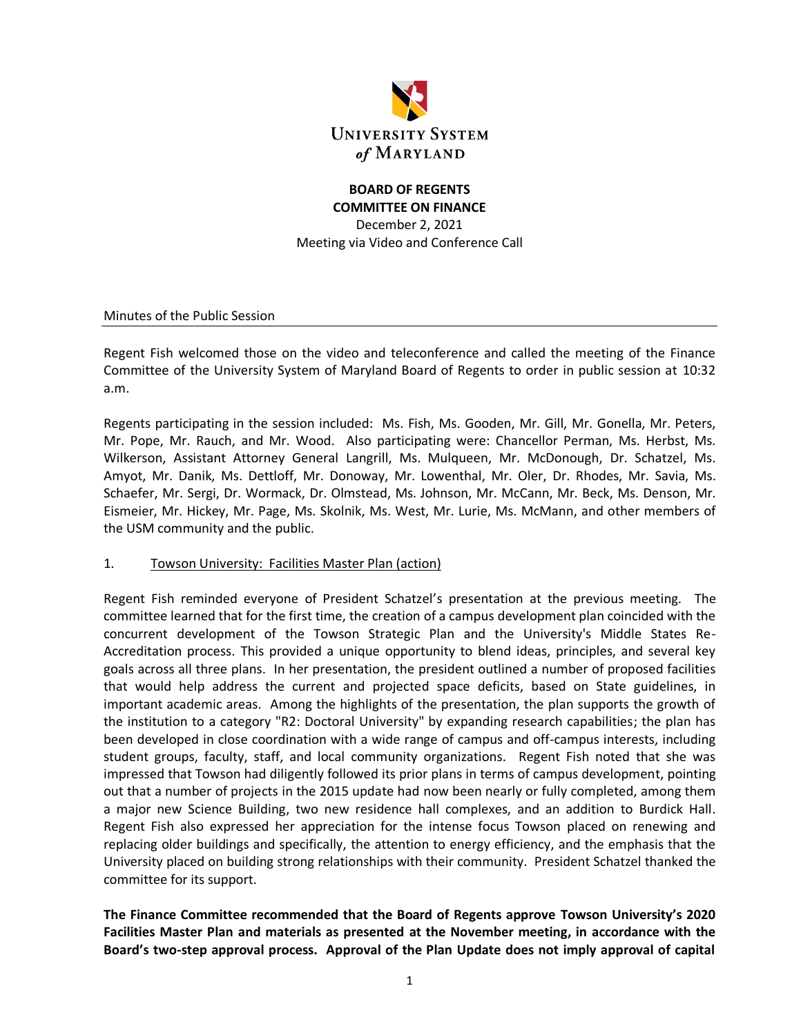UNIVERSITY SYSTEM of MARYLAND

**BOARD OF REGENTS**
**COMMITTEE ON FINANCE**
December 2, 2021
Meeting via Video and Conference Call

Minutes of the Public Session

---

Regent Fish welcomed those on the video and teleconference and called the meeting of the Finance Committee of the University System of Maryland Board of Regents to order in public session at 10:32 a.m.

Regents participating in the session included: Ms. Fish, Ms. Gooden, Mr. Gill, Mr. Gonella, Mr. Peters, Mr. Pope, Mr. Rauch, and Mr. Wood. Also participating were: Chancellor Perman, Ms. Herbst, Ms. Wilkerson, Assistant Attorney General Langrill, Ms. Mulqueen, Mr. McDonough, Dr. Schatzel, Ms. Amyot, Mr. Danik, Ms. Dettloff, Mr. Donoway, Mr. Lowenthal, Mr. Oler, Dr. Rhodes, Mr. Savia, Ms. Schaefer, Mr. Sergi, Dr. Wormack, Dr. Olmstead, Ms. Johnson, Mr. McCann, Mr. Beck, Ms. Denson, Mr. Eismeier, Mr. Hickey, Mr. Page, Ms. Skolnik, Ms. West, Mr. Lurie, Ms. McMann, and other members of the USM community and the public.

1. Towson University: Facilities Master Plan (action)

Regent Fish reminded everyone of President Schatzel's presentation at the previous meeting. The committee learned that for the first time, the creation of a campus development plan coincided with the concurrent development of the Towson Strategic Plan and the University's Middle States Re-Accreditation process. This provided a unique opportunity to blend ideas, principles, and several key goals across all three plans. In her presentation, the president outlined a number of proposed facilities that would help address the current and projected space deficits, based on State guidelines, in important academic areas. Among the highlights of the presentation, the plan supports the growth of the institution to a category "R2: Doctoral University" by expanding research capabilities; the plan has been developed in close coordination with a wide range of campus and off-campus interests, including student groups, faculty, staff, and local community organizations. Regent Fish noted that she was impressed that Towson had diligently followed its prior plans in terms of campus development, pointing out that a number of projects in the 2015 update had now been nearly or fully completed, among them a major new Science Building, two new residence hall complexes, and an addition to Burdick Hall. Regent Fish also expressed her appreciation for the intense focus Towson placed on renewing and replacing older buildings and specifically, the attention to energy efficiency, and the emphasis that the University placed on building strong relationships with their community. President Schatzel thanked the committee for its support.

**The Finance Committee recommended that the Board of Regents approve Towson University's 2020 Facilities Master Plan and materials as presented at the November meeting, in accordance with the Board's two-step approval process. Approval of the Plan Update does not imply approval of capital**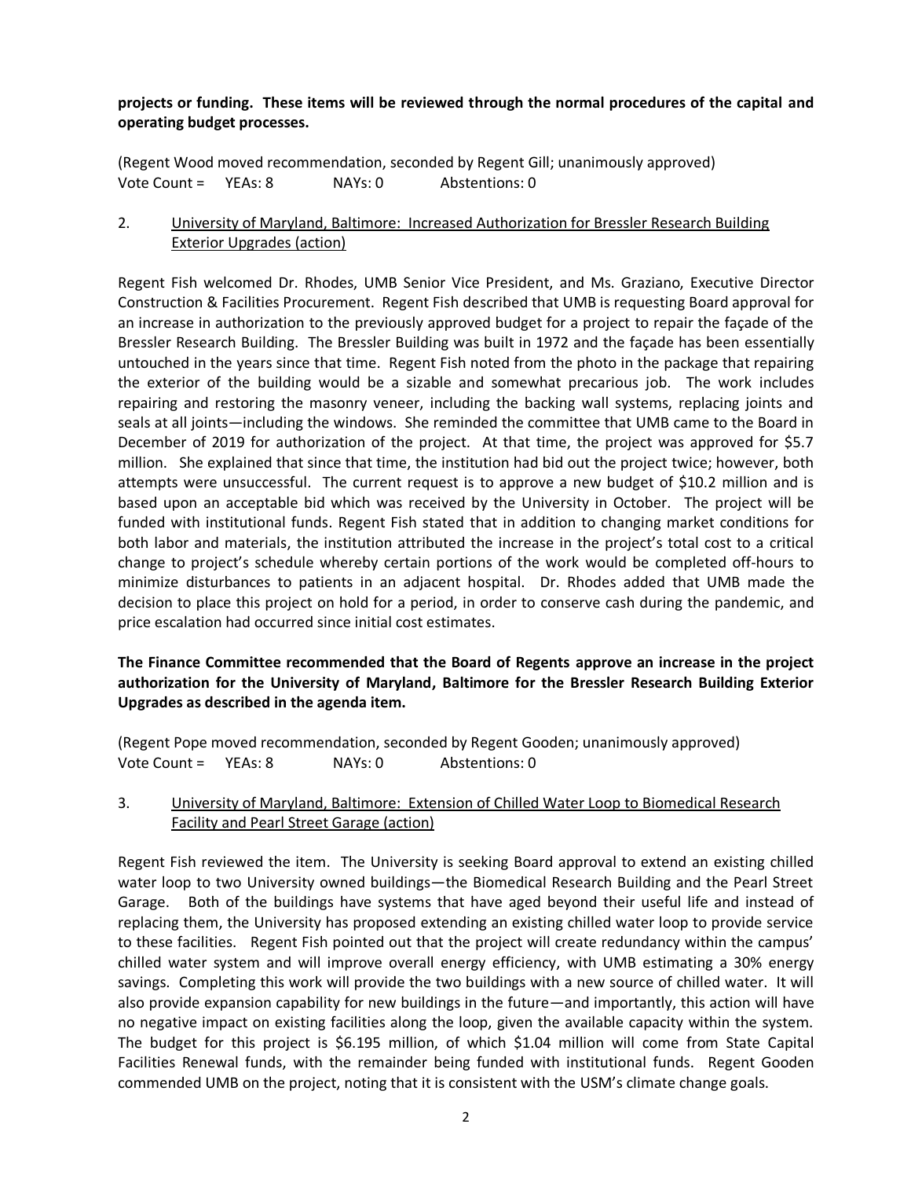**projects or funding. These items will be reviewed through the normal procedures of the capital and operating budget processes.**

(Regent Wood moved recommendation, seconded by Regent Gill; unanimously approved)
Vote Count = YEAs: 8 NAYs: 0 Abstentions: 0

2. University of Maryland, Baltimore: Increased Authorization for Bressler Research Building Exterior Upgrades (action)

Regent Fish welcomed Dr. Rhodes, UMB Senior Vice President, and Ms. Graziano, Executive Director Construction & Facilities Procurement. Regent Fish described that UMB is requesting Board approval for an increase in authorization to the previously approved budget for a project to repair the façade of the Bressler Research Building. The Bressler Building was built in 1972 and the façade has been essentially untouched in the years since that time. Regent Fish noted from the photo in the package that repairing the exterior of the building would be a sizable and somewhat precarious job. The work includes repairing and restoring the masonry veneer, including the backing wall systems, replacing joints and seals at all joints—including the windows. She reminded the committee that UMB came to the Board in December of 2019 for authorization of the project. At that time, the project was approved for $5.7 million. She explained that since that time, the institution had bid out the project twice; however, both attempts were unsuccessful. The current request is to approve a new budget of $10.2 million and is based upon an acceptable bid which was received by the University in October. The project will be funded with institutional funds. Regent Fish stated that in addition to changing market conditions for both labor and materials, the institution attributed the increase in the project's total cost to a critical change to project's schedule whereby certain portions of the work would be completed off-hours to minimize disturbances to patients in an adjacent hospital. Dr. Rhodes added that UMB made the decision to place this project on hold for a period, in order to conserve cash during the pandemic, and price escalation had occurred since initial cost estimates.

**The Finance Committee recommended that the Board of Regents approve an increase in the project authorization for the University of Maryland, Baltimore for the Bressler Research Building Exterior Upgrades as described in the agenda item.**

(Regent Pope moved recommendation, seconded by Regent Gooden; unanimously approved)
Vote Count = YEAs: 8 NAYs: 0 Abstentions: 0

3. University of Maryland, Baltimore: Extension of Chilled Water Loop to Biomedical Research Facility and Pearl Street Garage (action)

Regent Fish reviewed the item. The University is seeking Board approval to extend an existing chilled water loop to two University owned buildings—the Biomedical Research Building and the Pearl Street Garage. Both of the buildings have systems that have aged beyond their useful life and instead of replacing them, the University has proposed extending an existing chilled water loop to provide service to these facilities. Regent Fish pointed out that the project will create redundancy within the campus' chilled water system and will improve overall energy efficiency, with UMB estimating a 30% energy savings. Completing this work will provide the two buildings with a new source of chilled water. It will also provide expansion capability for new buildings in the future—and importantly, this action will have no negative impact on existing facilities along the loop, given the available capacity within the system. The budget for this project is $6.195 million, of which $1.04 million will come from State Capital Facilities Renewal funds, with the remainder being funded with institutional funds. Regent Gooden commended UMB on the project, noting that it is consistent with the USM's climate change goals.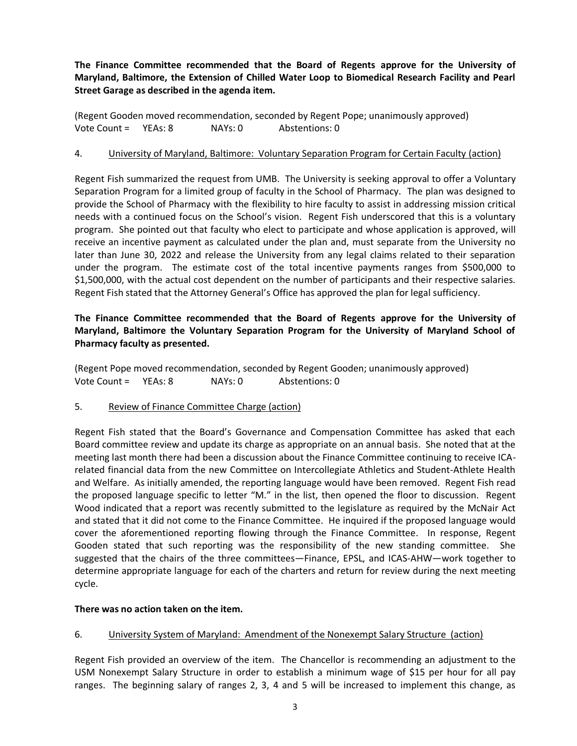**The Finance Committee recommended that the Board of Regents approve for the University of Maryland, Baltimore, the Extension of Chilled Water Loop to Biomedical Research Facility and Pearl Street Garage as described in the agenda item.**

(Regent Gooden moved recommendation, seconded by Regent Pope; unanimously approved)
Vote Count = YEAs: 8 NAYs: 0 Abstentions: 0

4. University of Maryland, Baltimore: Voluntary Separation Program for Certain Faculty (action)

Regent Fish summarized the request from UMB. The University is seeking approval to offer a Voluntary Separation Program for a limited group of faculty in the School of Pharmacy. The plan was designed to provide the School of Pharmacy with the flexibility to hire faculty to assist in addressing mission critical needs with a continued focus on the School's vision. Regent Fish underscored that this is a voluntary program. She pointed out that faculty who elect to participate and whose application is approved, will receive an incentive payment as calculated under the plan and, must separate from the University no later than June 30, 2022 and release the University from any legal claims related to their separation under the program. The estimate cost of the total incentive payments ranges from $500,000 to $1,500,000, with the actual cost dependent on the number of participants and their respective salaries. Regent Fish stated that the Attorney General's Office has approved the plan for legal sufficiency.

**The Finance Committee recommended that the Board of Regents approve for the University of Maryland, Baltimore the Voluntary Separation Program for the University of Maryland School of Pharmacy faculty as presented.**

(Regent Pope moved recommendation, seconded by Regent Gooden; unanimously approved)
Vote Count = YEAs: 8 NAYs: 0 Abstentions: 0

5. Review of Finance Committee Charge (action)

Regent Fish stated that the Board's Governance and Compensation Committee has asked that each Board committee review and update its charge as appropriate on an annual basis. She noted that at the meeting last month there had been a discussion about the Finance Committee continuing to receive ICA-related financial data from the new Committee on Intercollegiate Athletics and Student-Athlete Health and Welfare. As initially amended, the reporting language would have been removed. Regent Fish read the proposed language specific to letter "M." in the list, then opened the floor to discussion. Regent Wood indicated that a report was recently submitted to the legislature as required by the McNair Act and stated that it did not come to the Finance Committee. He inquired if the proposed language would cover the aforementioned reporting flowing through the Finance Committee. In response, Regent Gooden stated that such reporting was the responsibility of the new standing committee. She suggested that the chairs of the three committees—Finance, EPSL, and ICAS-AHW—work together to determine appropriate language for each of the charters and return for review during the next meeting cycle.

**There was no action taken on the item.**

6. University System of Maryland: Amendment of the Nonexempt Salary Structure (action)

Regent Fish provided an overview of the item. The Chancellor is recommending an adjustment to the USM Nonexempt Salary Structure in order to establish a minimum wage of $15 per hour for all pay ranges. The beginning salary of ranges 2, 3, 4 and 5 will be increased to implement this change, as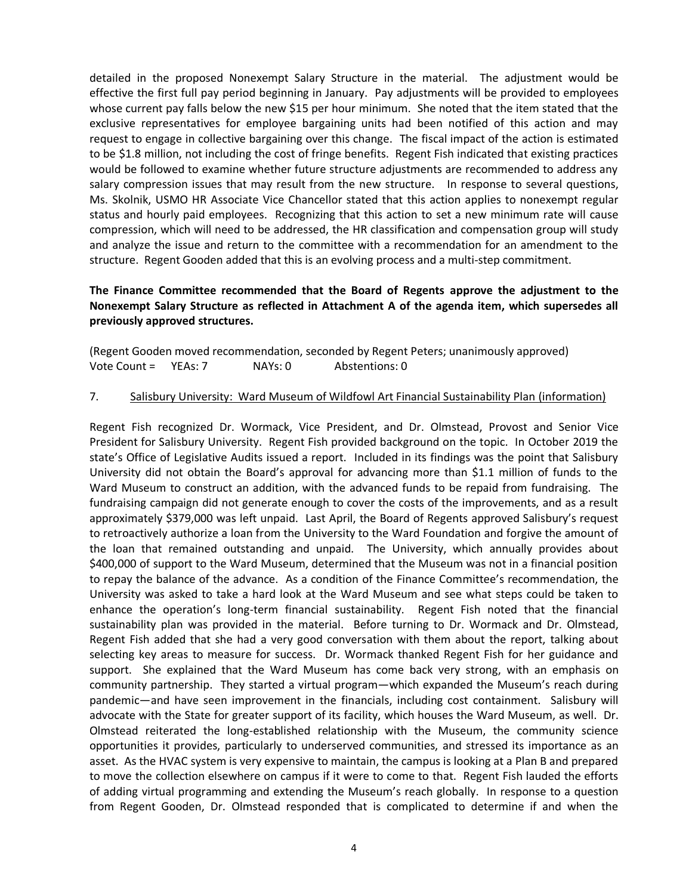detailed in the proposed Nonexempt Salary Structure in the material. The adjustment would be effective the first full pay period beginning in January. Pay adjustments will be provided to employees whose current pay falls below the new $15 per hour minimum. She noted that the item stated that the exclusive representatives for employee bargaining units had been notified of this action and may request to engage in collective bargaining over this change. The fiscal impact of the action is estimated to be $1.8 million, not including the cost of fringe benefits. Regent Fish indicated that existing practices would be followed to examine whether future structure adjustments are recommended to address any salary compression issues that may result from the new structure. In response to several questions, Ms. Skolnik, USMO HR Associate Vice Chancellor stated that this action applies to nonexempt regular status and hourly paid employees. Recognizing that this action to set a new minimum rate will cause compression, which will need to be addressed, the HR classification and compensation group will study and analyze the issue and return to the committee with a recommendation for an amendment to the structure. Regent Gooden added that this is an evolving process and a multi-step commitment.

**The Finance Committee recommended that the Board of Regents approve the adjustment to the Nonexempt Salary Structure as reflected in Attachment A of the agenda item, which supersedes all previously approved structures.**

(Regent Gooden moved recommendation, seconded by Regent Peters; unanimously approved)
Vote Count = YEAs: 7 NAYs: 0 Abstentions: 0

7. Salisbury University: Ward Museum of Wildfowl Art Financial Sustainability Plan (information)

Regent Fish recognized Dr. Wormack, Vice President, and Dr. Olmstead, Provost and Senior Vice President for Salisbury University. Regent Fish provided background on the topic. In October 2019 the state's Office of Legislative Audits issued a report. Included in its findings was the point that Salisbury University did not obtain the Board's approval for advancing more than $1.1 million of funds to the Ward Museum to construct an addition, with the advanced funds to be repaid from fundraising. The fundraising campaign did not generate enough to cover the costs of the improvements, and as a result approximately $379,000 was left unpaid. Last April, the Board of Regents approved Salisbury's request to retroactively authorize a loan from the University to the Ward Foundation and forgive the amount of the loan that remained outstanding and unpaid. The University, which annually provides about $400,000 of support to the Ward Museum, determined that the Museum was not in a financial position to repay the balance of the advance. As a condition of the Finance Committee's recommendation, the University was asked to take a hard look at the Ward Museum and see what steps could be taken to enhance the operation's long-term financial sustainability. Regent Fish noted that the financial sustainability plan was provided in the material. Before turning to Dr. Wormack and Dr. Olmstead, Regent Fish added that she had a very good conversation with them about the report, talking about selecting key areas to measure for success. Dr. Wormack thanked Regent Fish for her guidance and support. She explained that the Ward Museum has come back very strong, with an emphasis on community partnership. They started a virtual program—which expanded the Museum's reach during pandemic—and have seen improvement in the financials, including cost containment. Salisbury will advocate with the State for greater support of its facility, which houses the Ward Museum, as well. Dr. Olmstead reiterated the long-established relationship with the Museum, the community science opportunities it provides, particularly to underserved communities, and stressed its importance as an asset. As the HVAC system is very expensive to maintain, the campus is looking at a Plan B and prepared to move the collection elsewhere on campus if it were to come to that. Regent Fish lauded the efforts of adding virtual programming and extending the Museum's reach globally. In response to a question from Regent Gooden, Dr. Olmstead responded that is complicated to determine if and when the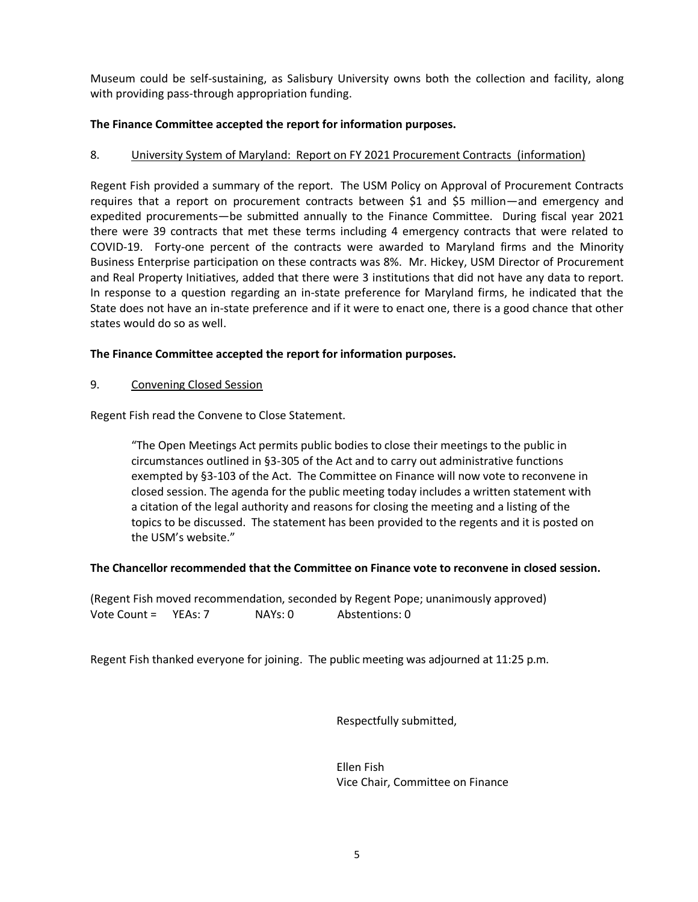Museum could be self-sustaining, as Salisbury University owns both the collection and facility, along with providing pass-through appropriation funding.

**The Finance Committee accepted the report for information purposes.**

8. <u>University System of Maryland: Report on FY 2021 Procurement Contracts (information)</u>

Regent Fish provided a summary of the report. The USM Policy on Approval of Procurement Contracts requires that a report on procurement contracts between $1 and $5 million—and emergency and expedited procurements—be submitted annually to the Finance Committee. During fiscal year 2021 there were 39 contracts that met these terms including 4 emergency contracts that were related to COVID-19. Forty-one percent of the contracts were awarded to Maryland firms and the Minority Business Enterprise participation on these contracts was 8%. Mr. Hickey, USM Director of Procurement and Real Property Initiatives, added that there were 3 institutions that did not have any data to report. In response to a question regarding an in-state preference for Maryland firms, he indicated that the State does not have an in-state preference and if it were to enact one, there is a good chance that other states would do so as well.

**The Finance Committee accepted the report for information purposes.**

9. <u>Convening Closed Session</u>

Regent Fish read the Convene to Close Statement.

> "The Open Meetings Act permits public bodies to close their meetings to the public in circumstances outlined in §3-305 of the Act and to carry out administrative functions exempted by §3-103 of the Act. The Committee on Finance will now vote to reconvene in closed session. The agenda for the public meeting today includes a written statement with a citation of the legal authority and reasons for closing the meeting and a listing of the topics to be discussed. The statement has been provided to the regents and it is posted on the USM's website."

**The Chancellor recommended that the Committee on Finance vote to reconvene in closed session.**

(Regent Fish moved recommendation, seconded by Regent Pope; unanimously approved)
Vote Count = YEAs: 7 NAYs: 0 Abstentions: 0

Regent Fish thanked everyone for joining. The public meeting was adjourned at 11:25 p.m.

Respectfully submitted,

Ellen Fish
Vice Chair, Committee on Finance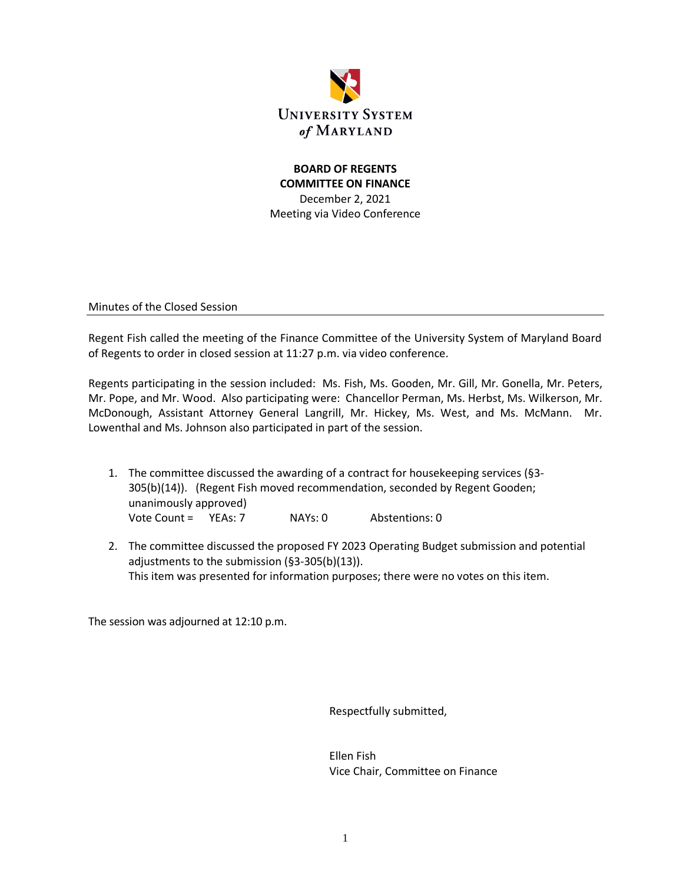UNIVERSITY SYSTEM of MARYLAND

**BOARD OF REGENTS**
**COMMITTEE ON FINANCE**
December 2, 2021
Meeting via Video Conference

Minutes of the Closed Session

Regent Fish called the meeting of the Finance Committee of the University System of Maryland Board of Regents to order in closed session at 11:27 p.m. via video conference.

Regents participating in the session included: Ms. Fish, Ms. Gooden, Mr. Gill, Mr. Gonella, Mr. Peters, Mr. Pope, and Mr. Wood. Also participating were: Chancellor Perman, Ms. Herbst, Ms. Wilkerson, Mr. McDonough, Assistant Attorney General Langrill, Mr. Hickey, Ms. West, and Ms. McMann. Mr. Lowenthal and Ms. Johnson also participated in part of the session.

1. The committee discussed the awarding of a contract for housekeeping services (§3-305(b)(14)). (Regent Fish moved recommendation, seconded by Regent Gooden; unanimously approved)
   Vote Count = YEAs: 7 NAYs: 0 Abstentions: 0

2. The committee discussed the proposed FY 2023 Operating Budget submission and potential adjustments to the submission (§3-305(b)(13)).
   This item was presented for information purposes; there were no votes on this item.

The session was adjourned at 12:10 p.m.

Respectfully submitted,

Ellen Fish
Vice Chair, Committee on Finance